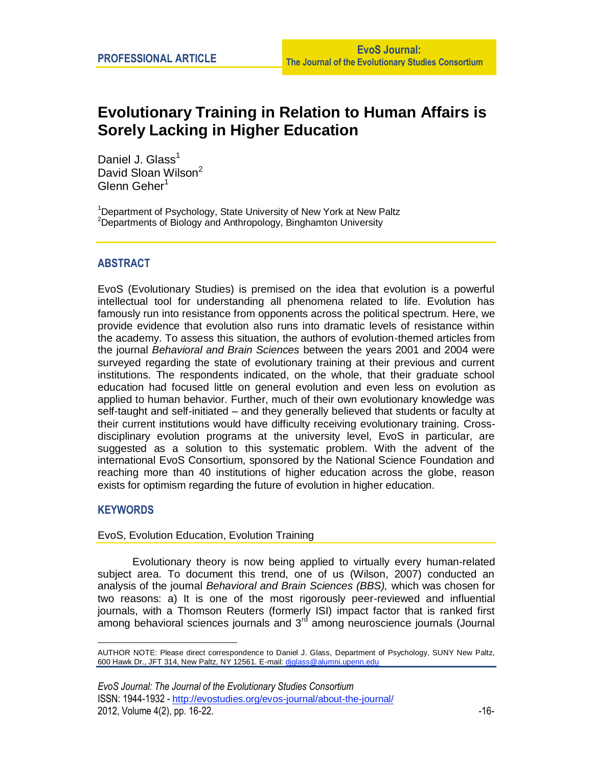PROFESSIONAL ARTICLE

# Evolutionary Training in Relation to Human Affairs is Sorely Lacking in Higher Education

Daniel J. Glass[1]
David Sloan Wilson[2]
Glenn Geher[1]

[1]Department of Psychology, State University of New York at New Paltz
[2]Departments of Biology and Anthropology, Binghamton University

## ABSTRACT

EvoS (Evolutionary Studies) is premised on the idea that evolution is a powerful intellectual tool for understanding all phenomena related to life. Evolution has famously run into resistance from opponents across the political spectrum. Here, we provide evidence that evolution also runs into dramatic levels of resistance within the academy. To assess this situation, the authors of evolution-themed articles from the journal *Behavioral and Brain Sciences* between the years 2001 and 2004 were surveyed regarding the state of evolutionary training at their previous and current institutions. The respondents indicated, on the whole, that their graduate school education had focused little on general evolution and even less on evolution as applied to human behavior. Further, much of their own evolutionary knowledge was self-taught and self-initiated – and they generally believed that students or faculty at their current institutions would have difficulty receiving evolutionary training. Cross-disciplinary evolution programs at the university level, EvoS in particular, are suggested as a solution to this systematic problem. With the advent of the international EvoS Consortium, sponsored by the National Science Foundation and reaching more than 40 institutions of higher education across the globe, reason exists for optimism regarding the future of evolution in higher education.

## KEYWORDS

EvoS, Evolution Education, Evolution Training

Evolutionary theory is now being applied to virtually every human-related subject area. To document this trend, one of us (Wilson, 2007) conducted an analysis of the journal *Behavioral and Brain Sciences (BBS),* which was chosen for two reasons: a) It is one of the most rigorously peer-reviewed and influential journals, with a Thomson Reuters (formerly ISI) impact factor that is ranked first among behavioral sciences journals and 3rd among neuroscience journals (Journal

AUTHOR NOTE: Please direct correspondence to Daniel J. Glass, Department of Psychology, SUNY New Paltz, 600 Hawk Dr., JFT 314, New Paltz, NY 12561. E-mail: djglass@alumni.upenn.edu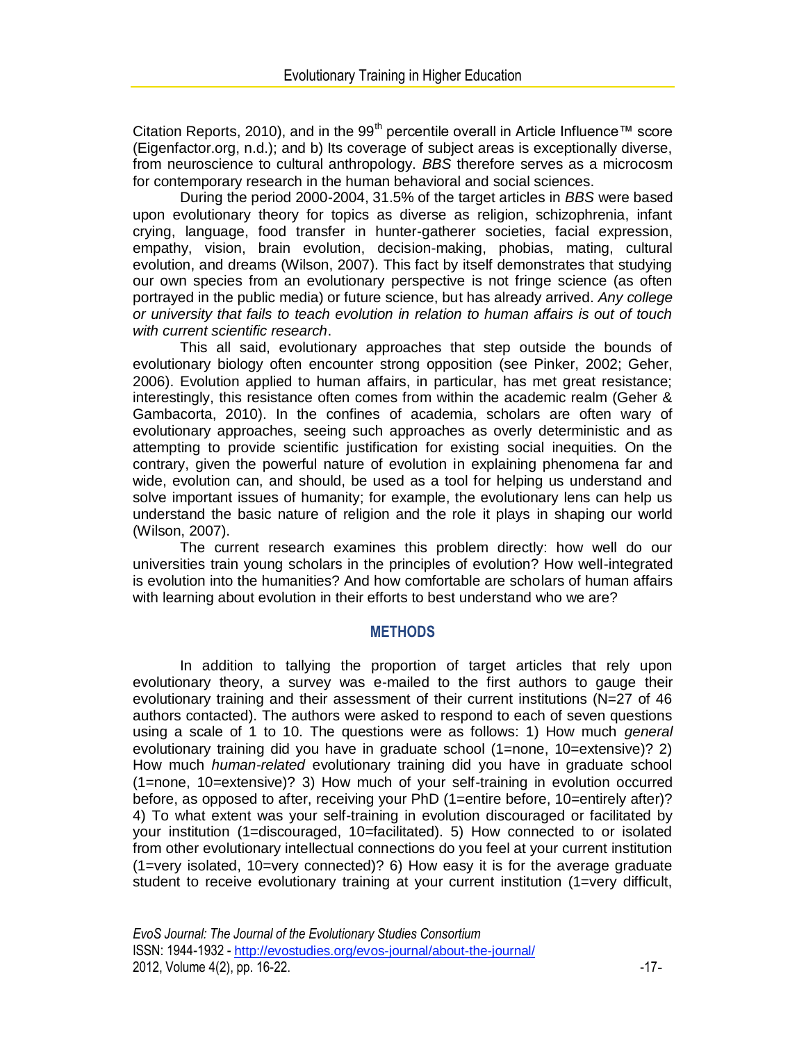Citation Reports, 2010), and in the 99th percentile overall in Article Influence™ score (Eigenfactor.org, n.d.); and b) Its coverage of subject areas is exceptionally diverse, from neuroscience to cultural anthropology. *BBS* therefore serves as a microcosm for contemporary research in the human behavioral and social sciences.

During the period 2000-2004, 31.5% of the target articles in *BBS* were based upon evolutionary theory for topics as diverse as religion, schizophrenia, infant crying, language, food transfer in hunter-gatherer societies, facial expression, empathy, vision, brain evolution, decision-making, phobias, mating, cultural evolution, and dreams (Wilson, 2007). This fact by itself demonstrates that studying our own species from an evolutionary perspective is not fringe science (as often portrayed in the public media) or future science, but has already arrived. *Any college or university that fails to teach evolution in relation to human affairs is out of touch with current scientific research*.

This all said, evolutionary approaches that step outside the bounds of evolutionary biology often encounter strong opposition (see Pinker, 2002; Geher, 2006). Evolution applied to human affairs, in particular, has met great resistance; interestingly, this resistance often comes from within the academic realm (Geher & Gambacorta, 2010). In the confines of academia, scholars are often wary of evolutionary approaches, seeing such approaches as overly deterministic and as attempting to provide scientific justification for existing social inequities. On the contrary, given the powerful nature of evolution in explaining phenomena far and wide, evolution can, and should, be used as a tool for helping us understand and solve important issues of humanity; for example, the evolutionary lens can help us understand the basic nature of religion and the role it plays in shaping our world (Wilson, 2007).

The current research examines this problem directly: how well do our universities train young scholars in the principles of evolution? How well-integrated is evolution into the humanities? And how comfortable are scholars of human affairs with learning about evolution in their efforts to best understand who we are?

## METHODS

In addition to tallying the proportion of target articles that rely upon evolutionary theory, a survey was e-mailed to the first authors to gauge their evolutionary training and their assessment of their current institutions (N=27 of 46 authors contacted). The authors were asked to respond to each of seven questions using a scale of 1 to 10. The questions were as follows: 1) How much *general* evolutionary training did you have in graduate school (1=none, 10=extensive)? 2) How much *human-related* evolutionary training did you have in graduate school (1=none, 10=extensive)? 3) How much of your self-training in evolution occurred before, as opposed to after, receiving your PhD (1=entire before, 10=entirely after)? 4) To what extent was your self-training in evolution discouraged or facilitated by your institution (1=discouraged, 10=facilitated). 5) How connected to or isolated from other evolutionary intellectual connections do you feel at your current institution (1=very isolated, 10=very connected)? 6) How easy it is for the average graduate student to receive evolutionary training at your current institution (1=very difficult,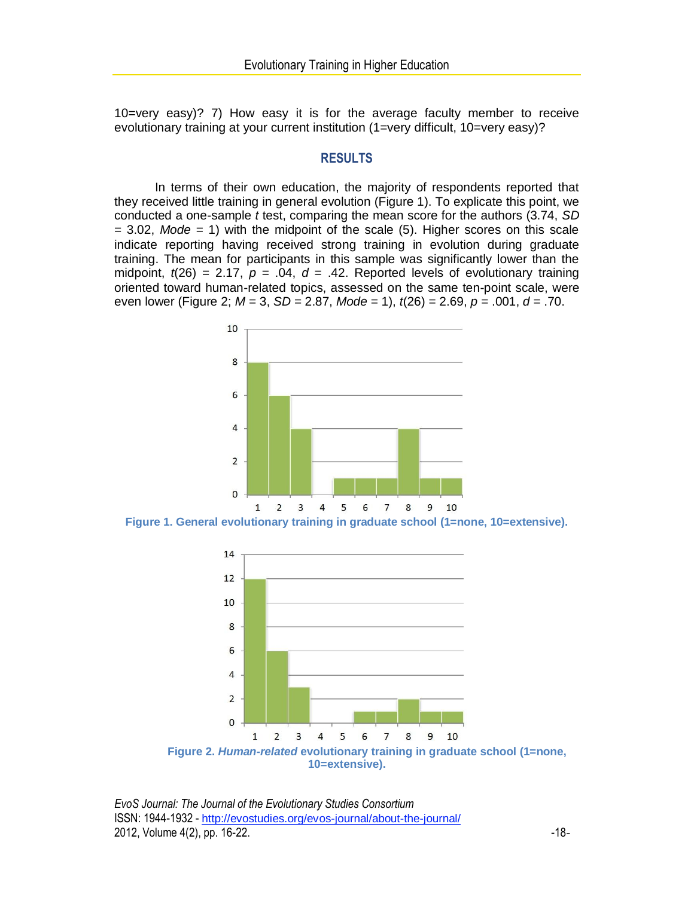10=very easy)? 7) How easy it is for the average faculty member to receive evolutionary training at your current institution (1=very difficult, 10=very easy)?

## RESULTS

In terms of their own education, the majority of respondents reported that they received little training in general evolution (Figure 1). To explicate this point, we conducted a one-sample *t* test, comparing the mean score for the authors (3.74, *SD* = 3.02, *Mode* = 1) with the midpoint of the scale (5). Higher scores on this scale indicate reporting having received strong training in evolution during graduate training. The mean for participants in this sample was significantly lower than the midpoint, $t(26) = 2.17$, $p = .04$, $d = .42$. Reported levels of evolutionary training oriented toward human-related topics, assessed on the same ten-point scale, were even lower (Figure 2; $M = 3$, $SD = 2.87$, *Mode* = 1), $t(26) = 2.69$, $p = .001$, $d = .70$.

**Figure 1. General evolutionary training in graduate school (1=none, 10=extensive).**

**Figure 2. *Human-related* evolutionary training in graduate school (1=none, 10=extensive).**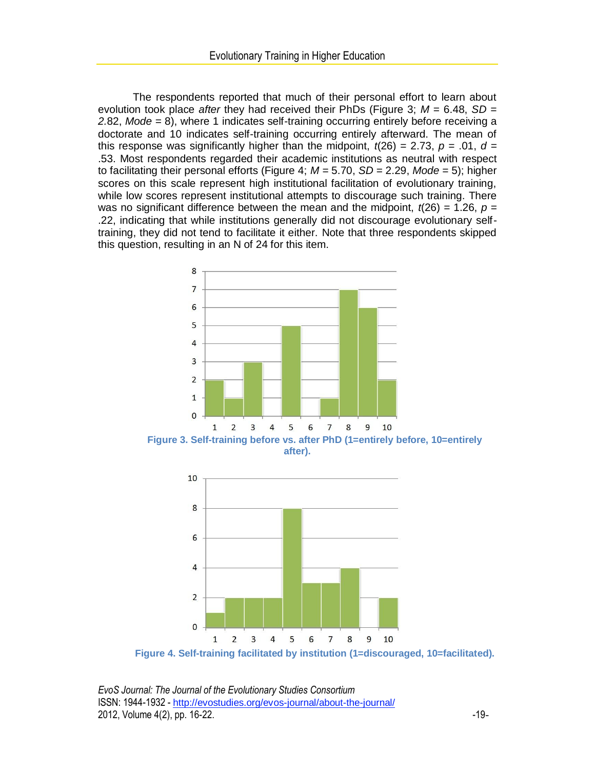The respondents reported that much of their personal effort to learn about evolution took place *after* they had received their PhDs (Figure 3; $M$ = 6.48, $SD$ = 2.82, *Mode* = 8), where 1 indicates self-training occurring entirely before receiving a doctorate and 10 indicates self-training occurring entirely afterward. The mean of this response was significantly higher than the midpoint, $t(26) = 2.73$, $p = .01$, $d = .53$. Most respondents regarded their academic institutions as neutral with respect to facilitating their personal efforts (Figure 4; $M$ = 5.70, $SD$ = 2.29, *Mode* = 5); higher scores on this scale represent high institutional facilitation of evolutionary training, while low scores represent institutional attempts to discourage such training. There was no significant difference between the mean and the midpoint, $t(26) = 1.26$, $p = .22$, indicating that while institutions generally did not discourage evolutionary self-training, they did not tend to facilitate it either. Note that three respondents skipped this question, resulting in an N of 24 for this item.

**Figure 3. Self-training before vs. after PhD (1=entirely before, 10=entirely after).**

**Figure 4. Self-training facilitated by institution (1=discouraged, 10=facilitated).**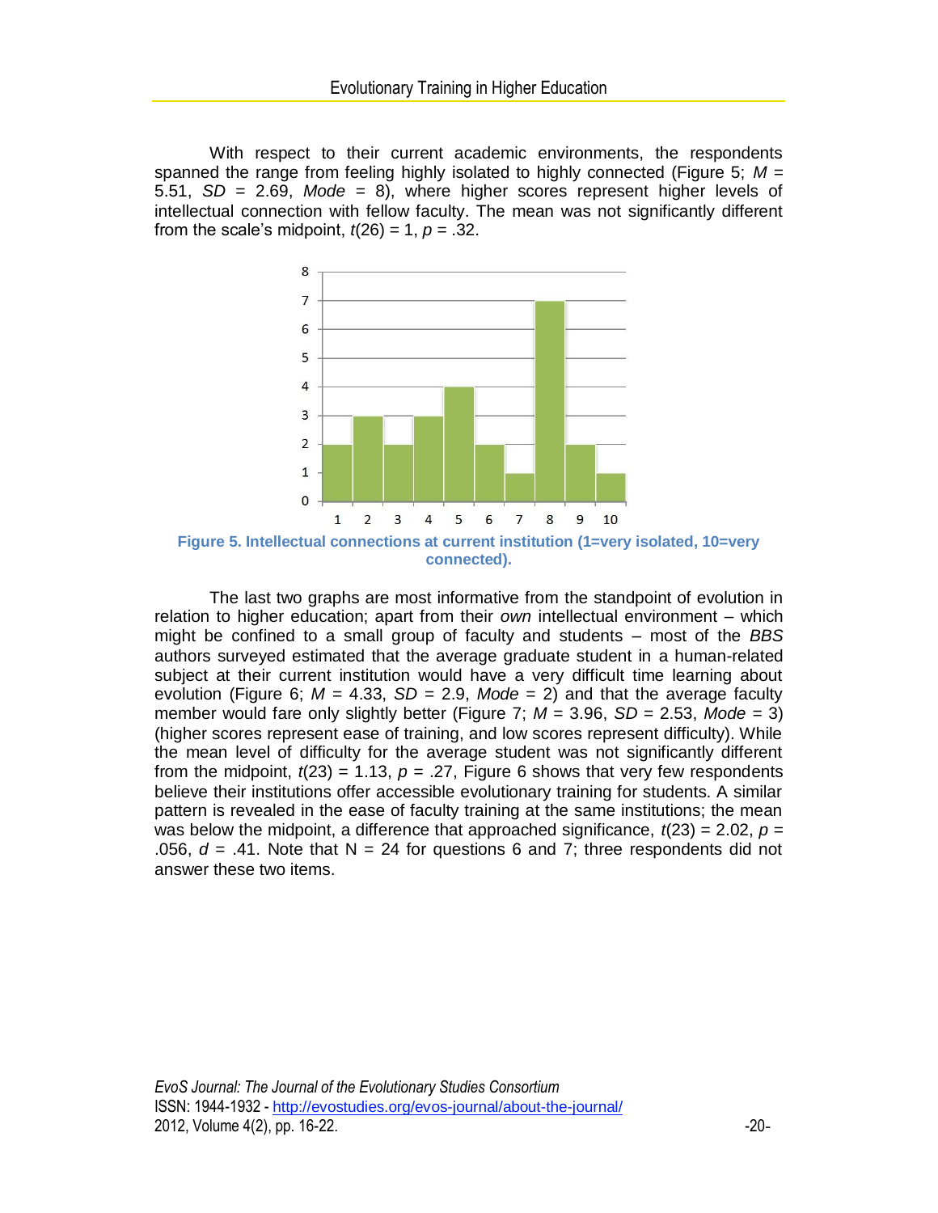With respect to their current academic environments, the respondents spanned the range from feeling highly isolated to highly connected (Figure 5; $M$ = 5.51, $SD$ = 2.69, *Mode* = 8), where higher scores represent higher levels of intellectual connection with fellow faculty. The mean was not significantly different from the scale's midpoint, $t(26) = 1$, $p = .32$.

**Figure 5. Intellectual connections at current institution (1=very isolated, 10=very connected).**

The last two graphs are most informative from the standpoint of evolution in relation to higher education; apart from their *own* intellectual environment – which might be confined to a small group of faculty and students – most of the *BBS* authors surveyed estimated that the average graduate student in a human-related subject at their current institution would have a very difficult time learning about evolution (Figure 6; $M$ = 4.33, $SD$ = 2.9, *Mode* = 2) and that the average faculty member would fare only slightly better (Figure 7; $M$ = 3.96, $SD$ = 2.53, *Mode* = 3) (higher scores represent ease of training, and low scores represent difficulty). While the mean level of difficulty for the average student was not significantly different from the midpoint, $t(23) = 1.13$, $p = .27$, Figure 6 shows that very few respondents believe their institutions offer accessible evolutionary training for students. A similar pattern is revealed in the ease of faculty training at the same institutions; the mean was below the midpoint, a difference that approached significance, $t(23) = 2.02$, $p = .056$, $d = .41$. Note that N = 24 for questions 6 and 7; three respondents did not answer these two items.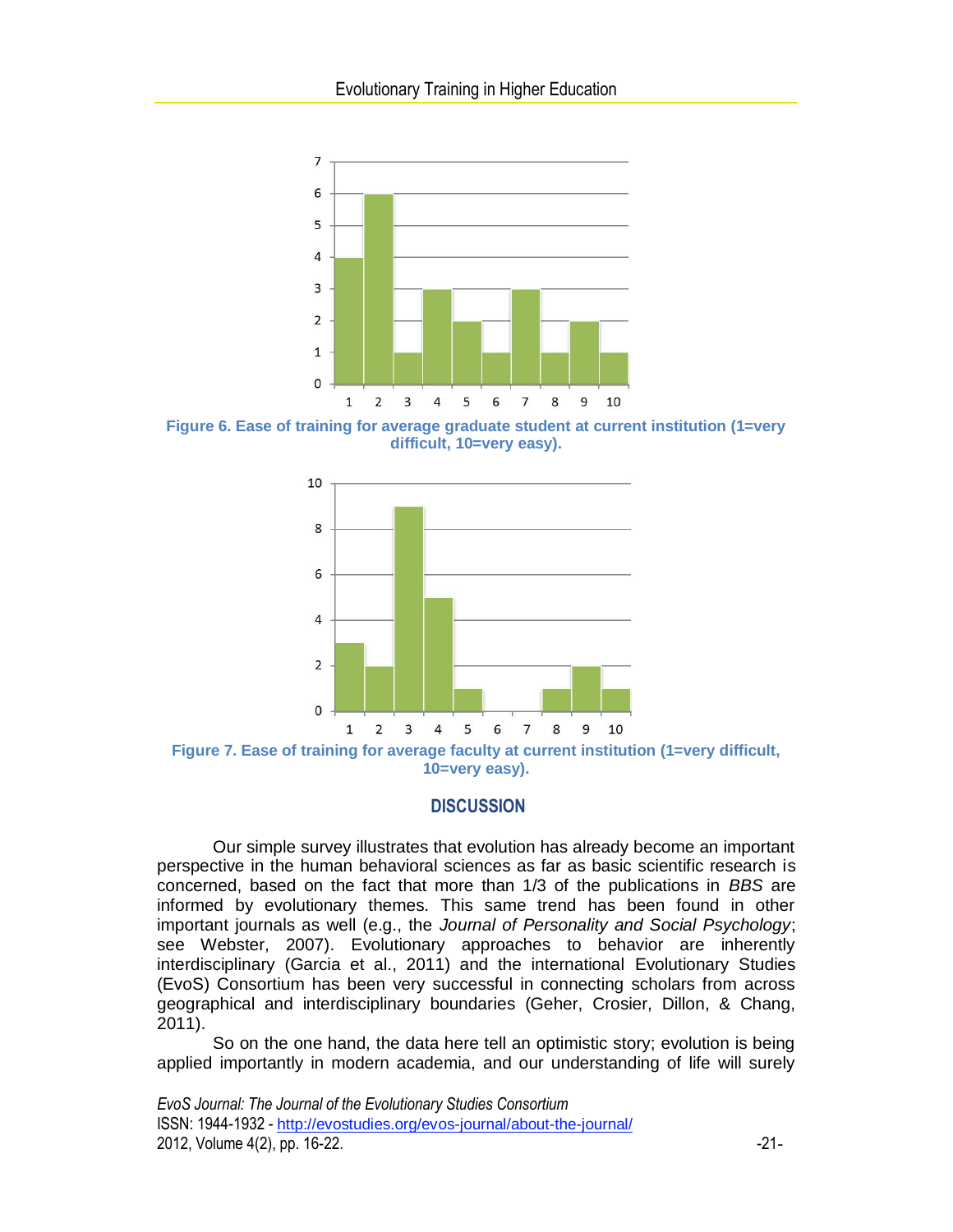Figure 6. Ease of training for average graduate student at current institution (1=very difficult, 10=very easy).

Figure 7. Ease of training for average faculty at current institution (1=very difficult, 10=very easy).

## DISCUSSION

Our simple survey illustrates that evolution has already become an important perspective in the human behavioral sciences as far as basic scientific research is concerned, based on the fact that more than 1/3 of the publications in *BBS* are informed by evolutionary themes. This same trend has been found in other important journals as well (e.g., the *Journal of Personality and Social Psychology*; see Webster, 2007). Evolutionary approaches to behavior are inherently interdisciplinary (Garcia et al., 2011) and the international Evolutionary Studies (EvoS) Consortium has been very successful in connecting scholars from across geographical and interdisciplinary boundaries (Geher, Crosier, Dillon, & Chang, 2011).

So on the one hand, the data here tell an optimistic story; evolution is being applied importantly in modern academia, and our understanding of life will surely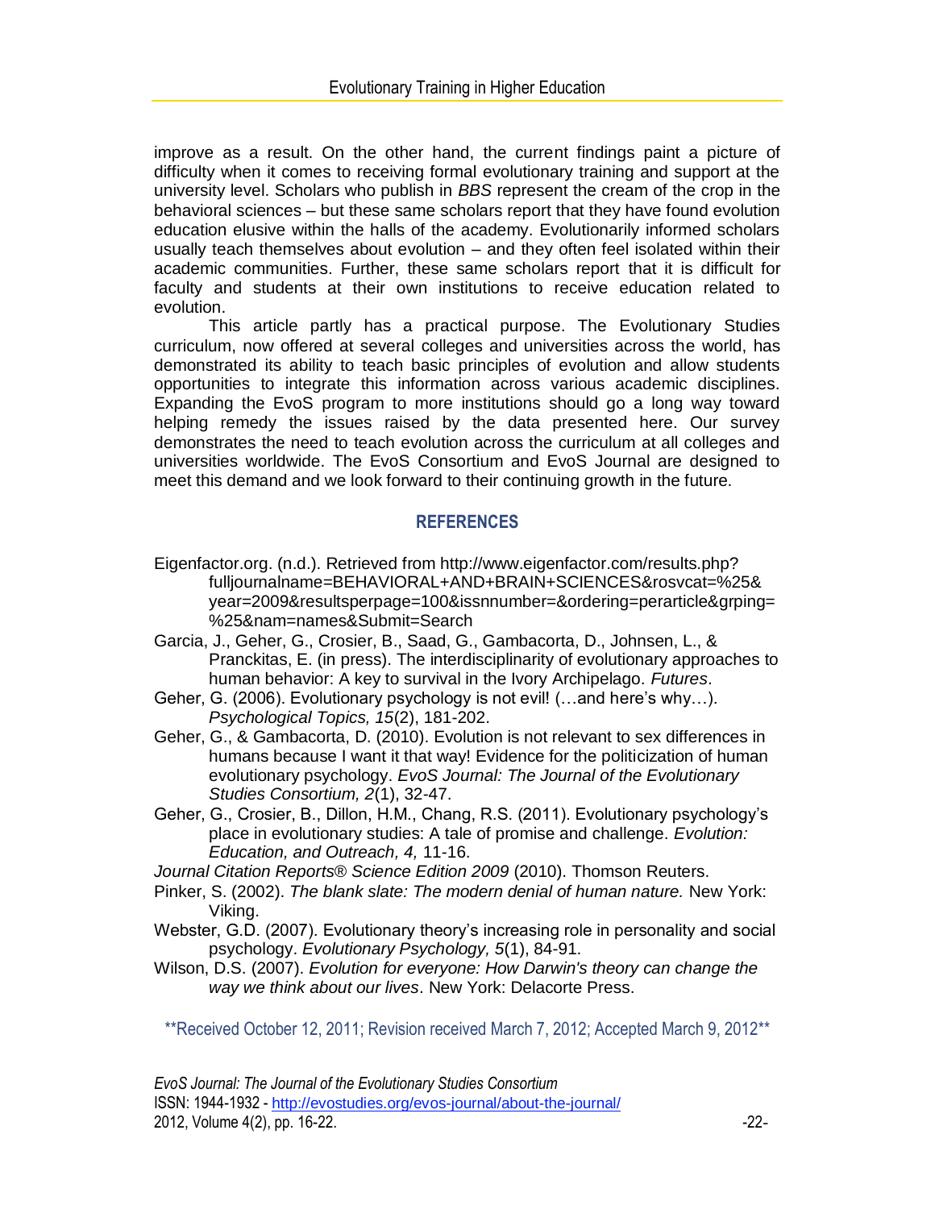improve as a result. On the other hand, the current findings paint a picture of difficulty when it comes to receiving formal evolutionary training and support at the university level. Scholars who publish in *BBS* represent the cream of the crop in the behavioral sciences – but these same scholars report that they have found evolution education elusive within the halls of the academy. Evolutionarily informed scholars usually teach themselves about evolution – and they often feel isolated within their academic communities. Further, these same scholars report that it is difficult for faculty and students at their own institutions to receive education related to evolution.

This article partly has a practical purpose. The Evolutionary Studies curriculum, now offered at several colleges and universities across the world, has demonstrated its ability to teach basic principles of evolution and allow students opportunities to integrate this information across various academic disciplines. Expanding the EvoS program to more institutions should go a long way toward helping remedy the issues raised by the data presented here. Our survey demonstrates the need to teach evolution across the curriculum at all colleges and universities worldwide. The EvoS Consortium and EvoS Journal are designed to meet this demand and we look forward to their continuing growth in the future.

## REFERENCES

Eigenfactor.org. (n.d.). Retrieved from http://www.eigenfactor.com/results.php?fulljournalname=BEHAVIORAL+AND+BRAIN+SCIENCES&rosvcat=%25&year=2009&resultsperpage=100&issnnumber=&ordering=perarticle&grping=%25&nam=names&Submit=Search

Garcia, J., Geher, G., Crosier, B., Saad, G., Gambacorta, D., Johnsen, L., & Pranckitas, E. (in press). The interdisciplinarity of evolutionary approaches to human behavior: A key to survival in the Ivory Archipelago. *Futures*.

Geher, G. (2006). Evolutionary psychology is not evil! (…and here's why…). *Psychological Topics, 15*(2), 181-202.

Geher, G., & Gambacorta, D. (2010). Evolution is not relevant to sex differences in humans because I want it that way! Evidence for the politicization of human evolutionary psychology. *EvoS Journal: The Journal of the Evolutionary Studies Consortium, 2*(1), 32-47.

Geher, G., Crosier, B., Dillon, H.M., Chang, R.S. (2011). Evolutionary psychology's place in evolutionary studies: A tale of promise and challenge. *Evolution: Education, and Outreach, 4,* 11-16.

*Journal Citation Reports® Science Edition 2009* (2010). Thomson Reuters.

Pinker, S. (2002). *The blank slate: The modern denial of human nature.* New York: Viking.

Webster, G.D. (2007). Evolutionary theory's increasing role in personality and social psychology. *Evolutionary Psychology, 5*(1), 84-91.

Wilson, D.S. (2007). *Evolution for everyone: How Darwin's theory can change the way we think about our lives*. New York: Delacorte Press.

**Received October 12, 2011; Revision received March 7, 2012; Accepted March 9, 2012**